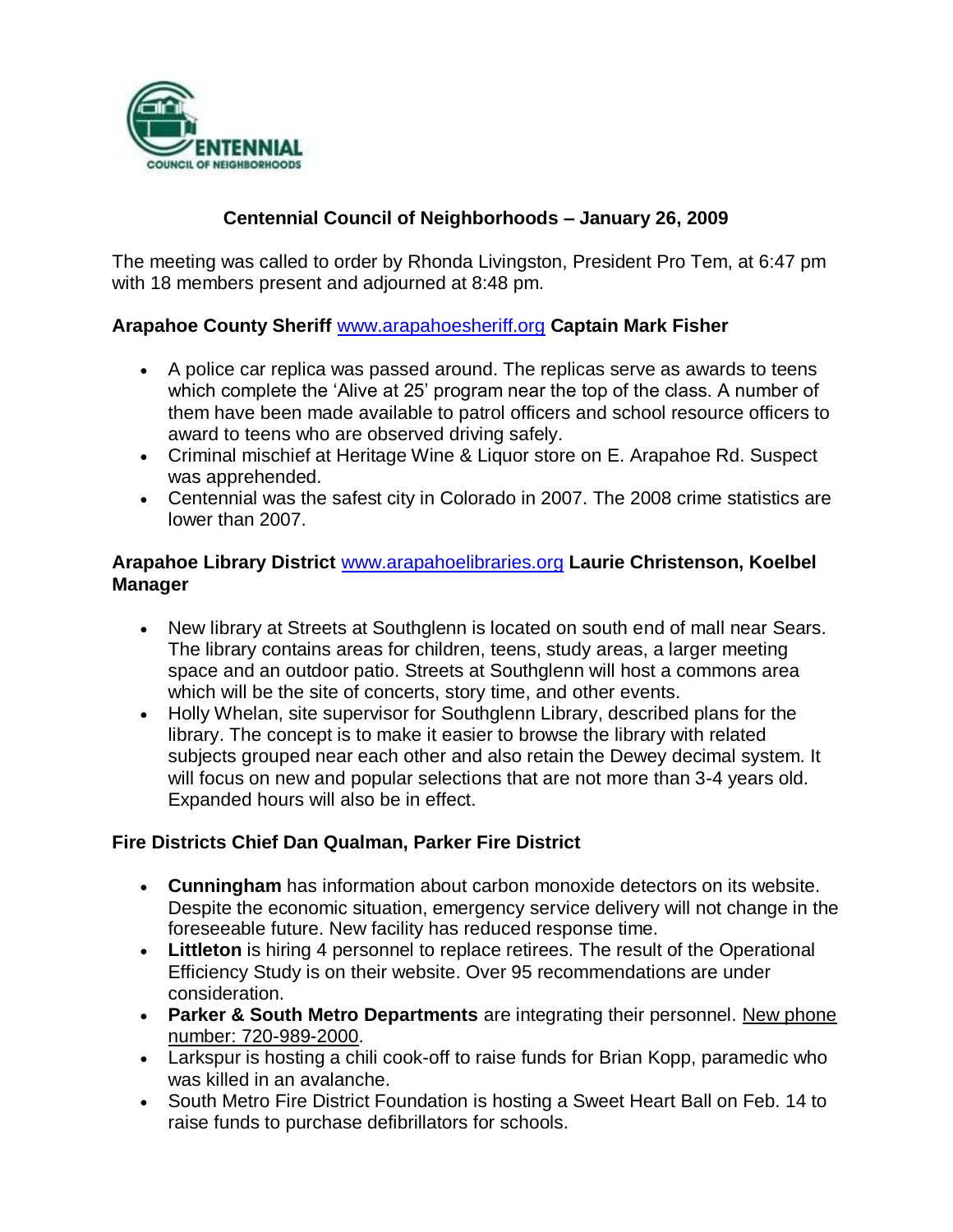# Centennial Council of Neighborhoods – January 26, 2009

The meeting was called to order by Rhonda Livingston, President Pro Tem, at 6:47 pm with 18 members present and adjourned at 8:48 pm.

**Arapahoe County Sheriff** www.arapahoesheriff.org **Captain Mark Fisher**

- A police car replica was passed around. The replicas serve as awards to teens which complete the 'Alive at 25' program near the top of the class. A number of them have been made available to patrol officers and school resource officers to award to teens who are observed driving safely.
- Criminal mischief at Heritage Wine & Liquor store on E. Arapahoe Rd. Suspect was apprehended.
- Centennial was the safest city in Colorado in 2007. The 2008 crime statistics are lower than 2007.

**Arapahoe Library District** www.arapahoelibraries.org **Laurie Christenson, Koelbel Manager**

- New library at Streets at Southglenn is located on south end of mall near Sears. The library contains areas for children, teens, study areas, a larger meeting space and an outdoor patio. Streets at Southglenn will host a commons area which will be the site of concerts, story time, and other events.
- Holly Whelan, site supervisor for Southglenn Library, described plans for the library. The concept is to make it easier to browse the library with related subjects grouped near each other and also retain the Dewey decimal system. It will focus on new and popular selections that are not more than 3-4 years old. Expanded hours will also be in effect.

**Fire Districts Chief Dan Qualman, Parker Fire District**

- **Cunningham** has information about carbon monoxide detectors on its website. Despite the economic situation, emergency service delivery will not change in the foreseeable future. New facility has reduced response time.
- **Littleton** is hiring 4 personnel to replace retirees. The result of the Operational Efficiency Study is on their website. Over 95 recommendations are under consideration.
- **Parker & South Metro Departments** are integrating their personnel. New phone number: 720-989-2000.
- Larkspur is hosting a chili cook-off to raise funds for Brian Kopp, paramedic who was killed in an avalanche.
- South Metro Fire District Foundation is hosting a Sweet Heart Ball on Feb. 14 to raise funds to purchase defibrillators for schools.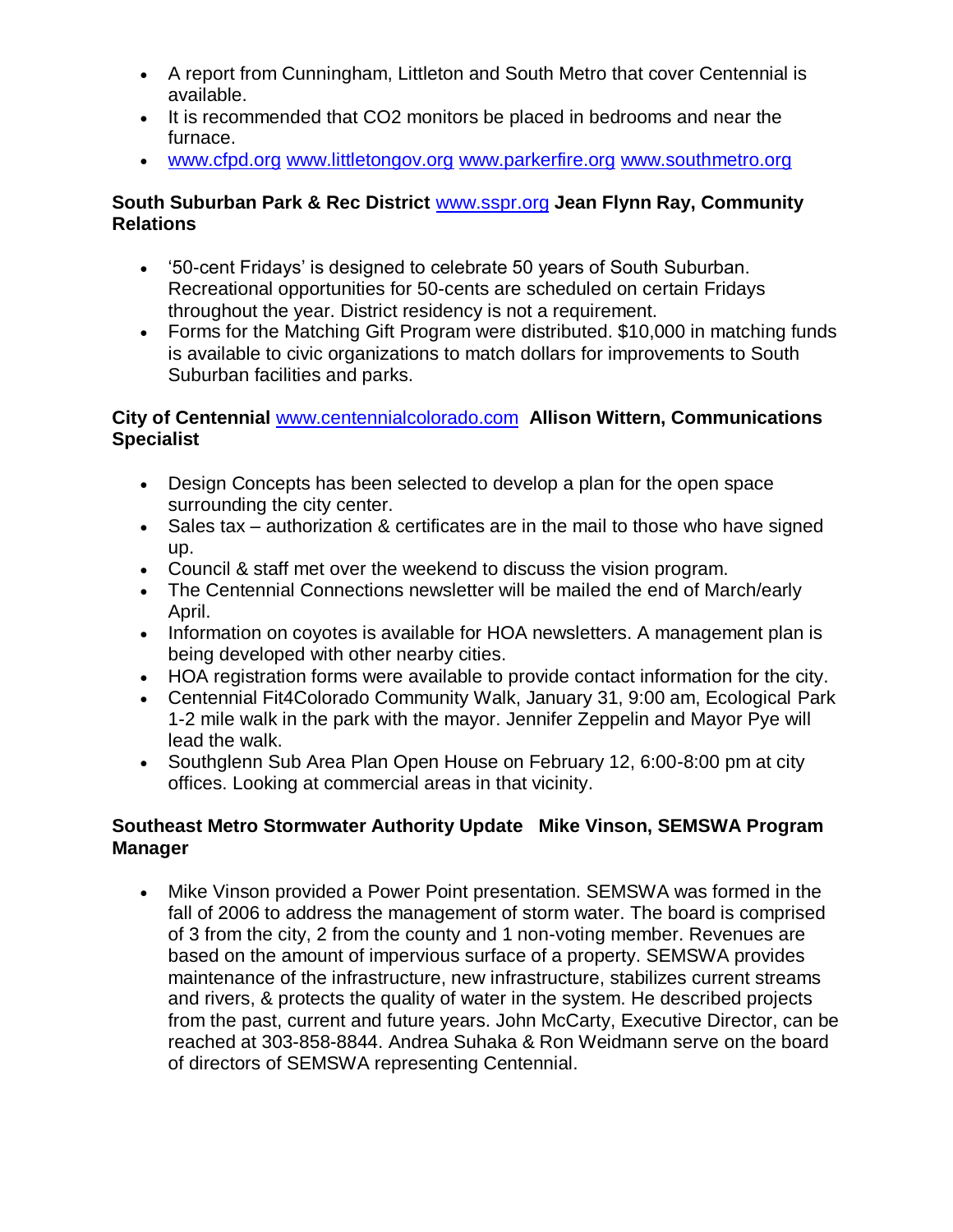- A report from Cunningham, Littleton and South Metro that cover Centennial is available.
- It is recommended that $CO_2$ monitors be placed in bedrooms and near the furnace.
- www.cfpd.org www.littletongov.org www.parkerfire.org www.southmetro.org

**South Suburban Park & Rec District** www.sspr.org **Jean Flynn Ray, Community Relations**

- '50-cent Fridays' is designed to celebrate 50 years of South Suburban. Recreational opportunities for 50-cents are scheduled on certain Fridays throughout the year. District residency is not a requirement.
- Forms for the Matching Gift Program were distributed. $10,000 in matching funds is available to civic organizations to match dollars for improvements to South Suburban facilities and parks.

**City of Centennial** www.centennialcolorado.com **Allison Wittern, Communications Specialist**

- Design Concepts has been selected to develop a plan for the open space surrounding the city center.
- Sales tax – authorization & certificates are in the mail to those who have signed up.
- Council & staff met over the weekend to discuss the vision program.
- The Centennial Connections newsletter will be mailed the end of March/early April.
- Information on coyotes is available for HOA newsletters. A management plan is being developed with other nearby cities.
- HOA registration forms were available to provide contact information for the city.
- Centennial Fit4Colorado Community Walk, January 31, 9:00 am, Ecological Park 1-2 mile walk in the park with the mayor. Jennifer Zeppelin and Mayor Pye will lead the walk.
- Southglenn Sub Area Plan Open House on February 12, 6:00-8:00 pm at city offices. Looking at commercial areas in that vicinity.

**Southeast Metro Stormwater Authority Update Mike Vinson, SEMSWA Program Manager**

- Mike Vinson provided a Power Point presentation. SEMSWA was formed in the fall of 2006 to address the management of storm water. The board is comprised of 3 from the city, 2 from the county and 1 non-voting member. Revenues are based on the amount of impervious surface of a property. SEMSWA provides maintenance of the infrastructure, new infrastructure, stabilizes current streams and rivers, & protects the quality of water in the system. He described projects from the past, current and future years. John McCarty, Executive Director, can be reached at 303-858-8844. Andrea Suhaka & Ron Weidmann serve on the board of directors of SEMSWA representing Centennial.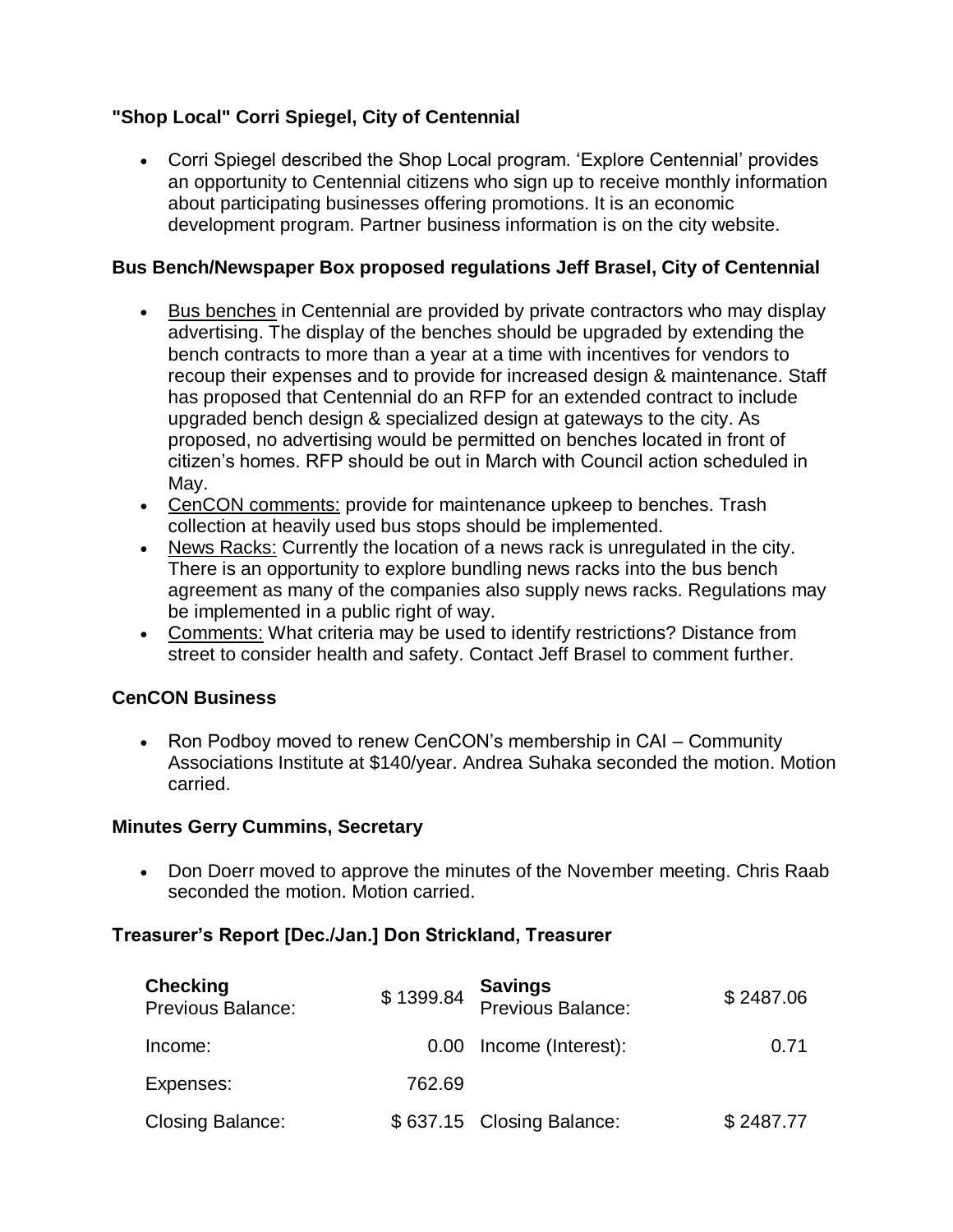### "Shop Local" Corri Spiegel, City of Centennial

- Corri Spiegel described the Shop Local program. 'Explore Centennial' provides an opportunity to Centennial citizens who sign up to receive monthly information about participating businesses offering promotions. It is an economic development program. Partner business information is on the city website.

### Bus Bench/Newspaper Box proposed regulations Jeff Brasel, City of Centennial

- Bus benches in Centennial are provided by private contractors who may display advertising. The display of the benches should be upgraded by extending the bench contracts to more than a year at a time with incentives for vendors to recoup their expenses and to provide for increased design & maintenance. Staff has proposed that Centennial do an RFP for an extended contract to include upgraded bench design & specialized design at gateways to the city. As proposed, no advertising would be permitted on benches located in front of citizen's homes. RFP should be out in March with Council action scheduled in May.
- CenCON comments: provide for maintenance upkeep to benches. Trash collection at heavily used bus stops should be implemented.
- News Racks: Currently the location of a news rack is unregulated in the city. There is an opportunity to explore bundling news racks into the bus bench agreement as many of the companies also supply news racks. Regulations may be implemented in a public right of way.
- Comments: What criteria may be used to identify restrictions? Distance from street to consider health and safety. Contact Jeff Brasel to comment further.

### CenCON Business

- Ron Podboy moved to renew CenCON's membership in CAI – Community Associations Institute at $140/year. Andrea Suhaka seconded the motion. Motion carried.

### Minutes Gerry Cummins, Secretary

- Don Doerr moved to approve the minutes of the November meeting. Chris Raab seconded the motion. Motion carried.

### Treasurer's Report [Dec./Jan.] Don Strickland, Treasurer

| **Checking** Previous Balance: | $ 1399.84 | **Savings** Previous Balance: | $ 2487.06 |
|---|---|---|---|
| Income: | 0.00 | Income (Interest): | 0.71 |
| Expenses: | 762.69 | | |
| Closing Balance: | $ 637.15 | Closing Balance: | $ 2487.77 |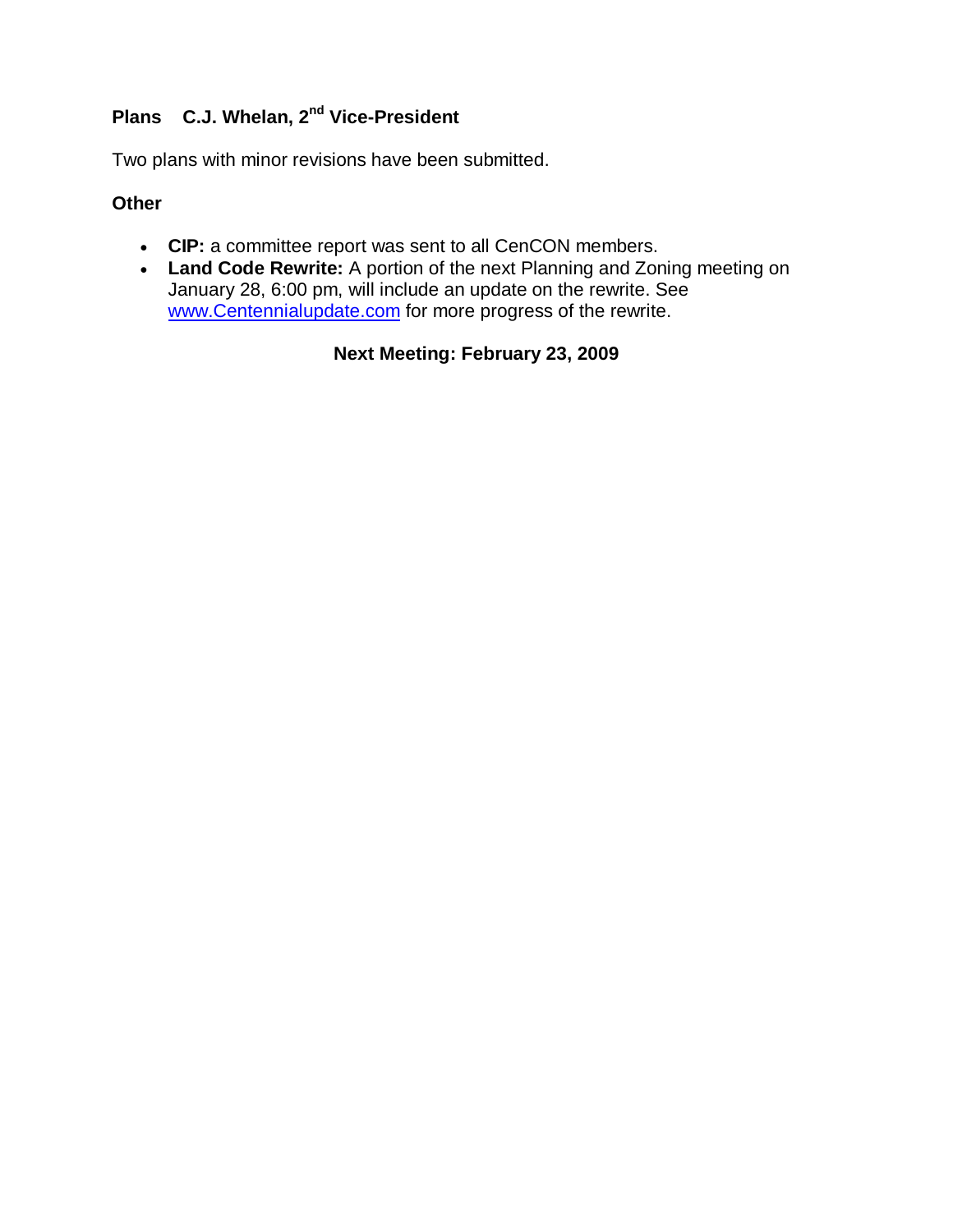**Plans C.J. Whelan, 2nd Vice-President**

Two plans with minor revisions have been submitted.

**Other**

- **CIP:** a committee report was sent to all CenCON members.
- **Land Code Rewrite:** A portion of the next Planning and Zoning meeting on January 28, 6:00 pm, will include an update on the rewrite. See [www.Centennialupdate.com](http://www.Centennialupdate.com) for more progress of the rewrite.

**Next Meeting: February 23, 2009**